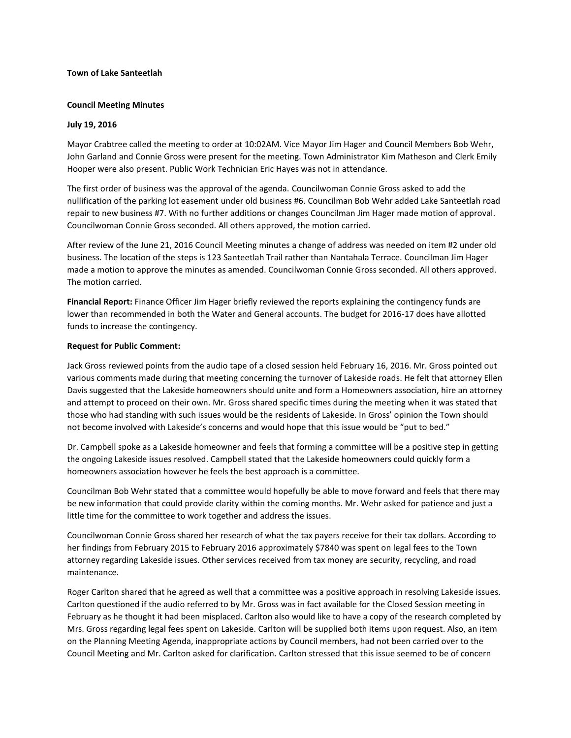**Town of Lake Santeetlah**

**Council Meeting Minutes**

**July 19, 2016**

Mayor Crabtree called the meeting to order at 10:02AM. Vice Mayor Jim Hager and Council Members Bob Wehr, John Garland and Connie Gross were present for the meeting. Town Administrator Kim Matheson and Clerk Emily Hooper were also present. Public Work Technician Eric Hayes was not in attendance.

The first order of business was the approval of the agenda. Councilwoman Connie Gross asked to add the nullification of the parking lot easement under old business #6. Councilman Bob Wehr added Lake Santeetlah road repair to new business #7. With no further additions or changes Councilman Jim Hager made motion of approval. Councilwoman Connie Gross seconded. All others approved, the motion carried.

After review of the June 21, 2016 Council Meeting minutes a change of address was needed on item #2 under old business. The location of the steps is 123 Santeetlah Trail rather than Nantahala Terrace. Councilman Jim Hager made a motion to approve the minutes as amended. Councilwoman Connie Gross seconded. All others approved. The motion carried.

**Financial Report:** Finance Officer Jim Hager briefly reviewed the reports explaining the contingency funds are lower than recommended in both the Water and General accounts. The budget for 2016-17 does have allotted funds to increase the contingency.

**Request for Public Comment:**

Jack Gross reviewed points from the audio tape of a closed session held February 16, 2016. Mr. Gross pointed out various comments made during that meeting concerning the turnover of Lakeside roads. He felt that attorney Ellen Davis suggested that the Lakeside homeowners should unite and form a Homeowners association, hire an attorney and attempt to proceed on their own. Mr. Gross shared specific times during the meeting when it was stated that those who had standing with such issues would be the residents of Lakeside. In Gross' opinion the Town should not become involved with Lakeside's concerns and would hope that this issue would be "put to bed."

Dr. Campbell spoke as a Lakeside homeowner and feels that forming a committee will be a positive step in getting the ongoing Lakeside issues resolved. Campbell stated that the Lakeside homeowners could quickly form a homeowners association however he feels the best approach is a committee.

Councilman Bob Wehr stated that a committee would hopefully be able to move forward and feels that there may be new information that could provide clarity within the coming months. Mr. Wehr asked for patience and just a little time for the committee to work together and address the issues.

Councilwoman Connie Gross shared her research of what the tax payers receive for their tax dollars. According to her findings from February 2015 to February 2016 approximately $7840 was spent on legal fees to the Town attorney regarding Lakeside issues. Other services received from tax money are security, recycling, and road maintenance.

Roger Carlton shared that he agreed as well that a committee was a positive approach in resolving Lakeside issues. Carlton questioned if the audio referred to by Mr. Gross was in fact available for the Closed Session meeting in February as he thought it had been misplaced. Carlton also would like to have a copy of the research completed by Mrs. Gross regarding legal fees spent on Lakeside. Carlton will be supplied both items upon request. Also, an item on the Planning Meeting Agenda, inappropriate actions by Council members, had not been carried over to the Council Meeting and Mr. Carlton asked for clarification. Carlton stressed that this issue seemed to be of concern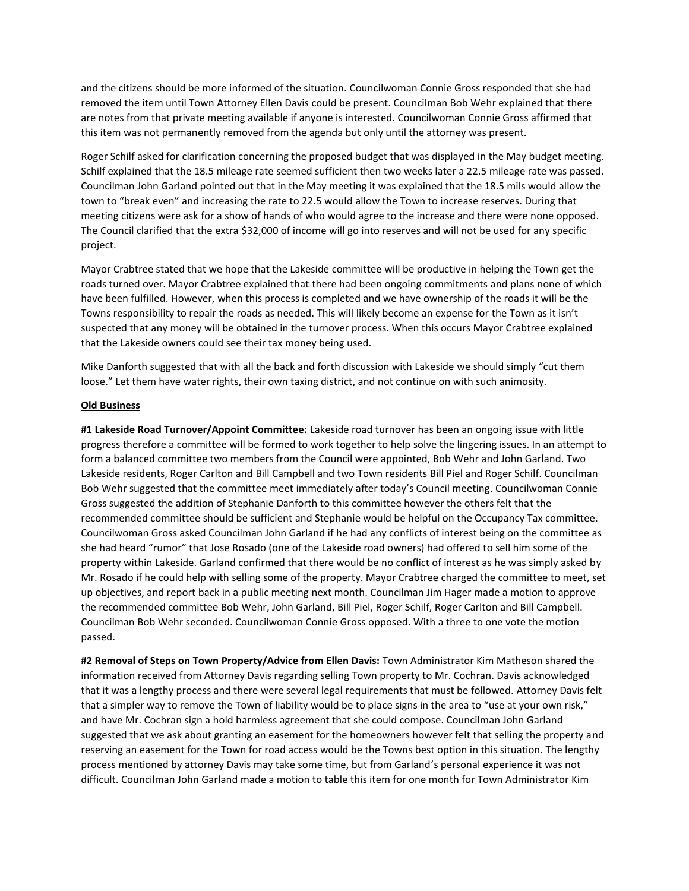and the citizens should be more informed of the situation. Councilwoman Connie Gross responded that she had removed the item until Town Attorney Ellen Davis could be present. Councilman Bob Wehr explained that there are notes from that private meeting available if anyone is interested. Councilwoman Connie Gross affirmed that this item was not permanently removed from the agenda but only until the attorney was present.

Roger Schilf asked for clarification concerning the proposed budget that was displayed in the May budget meeting. Schilf explained that the 18.5 mileage rate seemed sufficient then two weeks later a 22.5 mileage rate was passed. Councilman John Garland pointed out that in the May meeting it was explained that the 18.5 mils would allow the town to "break even" and increasing the rate to 22.5 would allow the Town to increase reserves. During that meeting citizens were ask for a show of hands of who would agree to the increase and there were none opposed. The Council clarified that the extra $32,000 of income will go into reserves and will not be used for any specific project.

Mayor Crabtree stated that we hope that the Lakeside committee will be productive in helping the Town get the roads turned over. Mayor Crabtree explained that there had been ongoing commitments and plans none of which have been fulfilled. However, when this process is completed and we have ownership of the roads it will be the Towns responsibility to repair the roads as needed. This will likely become an expense for the Town as it isn't suspected that any money will be obtained in the turnover process. When this occurs Mayor Crabtree explained that the Lakeside owners could see their tax money being used.

Mike Danforth suggested that with all the back and forth discussion with Lakeside we should simply "cut them loose." Let them have water rights, their own taxing district, and not continue on with such animosity.

**Old Business**

**#1 Lakeside Road Turnover/Appoint Committee:** Lakeside road turnover has been an ongoing issue with little progress therefore a committee will be formed to work together to help solve the lingering issues. In an attempt to form a balanced committee two members from the Council were appointed, Bob Wehr and John Garland. Two Lakeside residents, Roger Carlton and Bill Campbell and two Town residents Bill Piel and Roger Schilf. Councilman Bob Wehr suggested that the committee meet immediately after today's Council meeting. Councilwoman Connie Gross suggested the addition of Stephanie Danforth to this committee however the others felt that the recommended committee should be sufficient and Stephanie would be helpful on the Occupancy Tax committee. Councilwoman Gross asked Councilman John Garland if he had any conflicts of interest being on the committee as she had heard "rumor" that Jose Rosado (one of the Lakeside road owners) had offered to sell him some of the property within Lakeside. Garland confirmed that there would be no conflict of interest as he was simply asked by Mr. Rosado if he could help with selling some of the property. Mayor Crabtree charged the committee to meet, set up objectives, and report back in a public meeting next month. Councilman Jim Hager made a motion to approve the recommended committee Bob Wehr, John Garland, Bill Piel, Roger Schilf, Roger Carlton and Bill Campbell. Councilman Bob Wehr seconded. Councilwoman Connie Gross opposed. With a three to one vote the motion passed.

**#2 Removal of Steps on Town Property/Advice from Ellen Davis:** Town Administrator Kim Matheson shared the information received from Attorney Davis regarding selling Town property to Mr. Cochran. Davis acknowledged that it was a lengthy process and there were several legal requirements that must be followed. Attorney Davis felt that a simpler way to remove the Town of liability would be to place signs in the area to "use at your own risk," and have Mr. Cochran sign a hold harmless agreement that she could compose. Councilman John Garland suggested that we ask about granting an easement for the homeowners however felt that selling the property and reserving an easement for the Town for road access would be the Towns best option in this situation. The lengthy process mentioned by attorney Davis may take some time, but from Garland's personal experience it was not difficult. Councilman John Garland made a motion to table this item for one month for Town Administrator Kim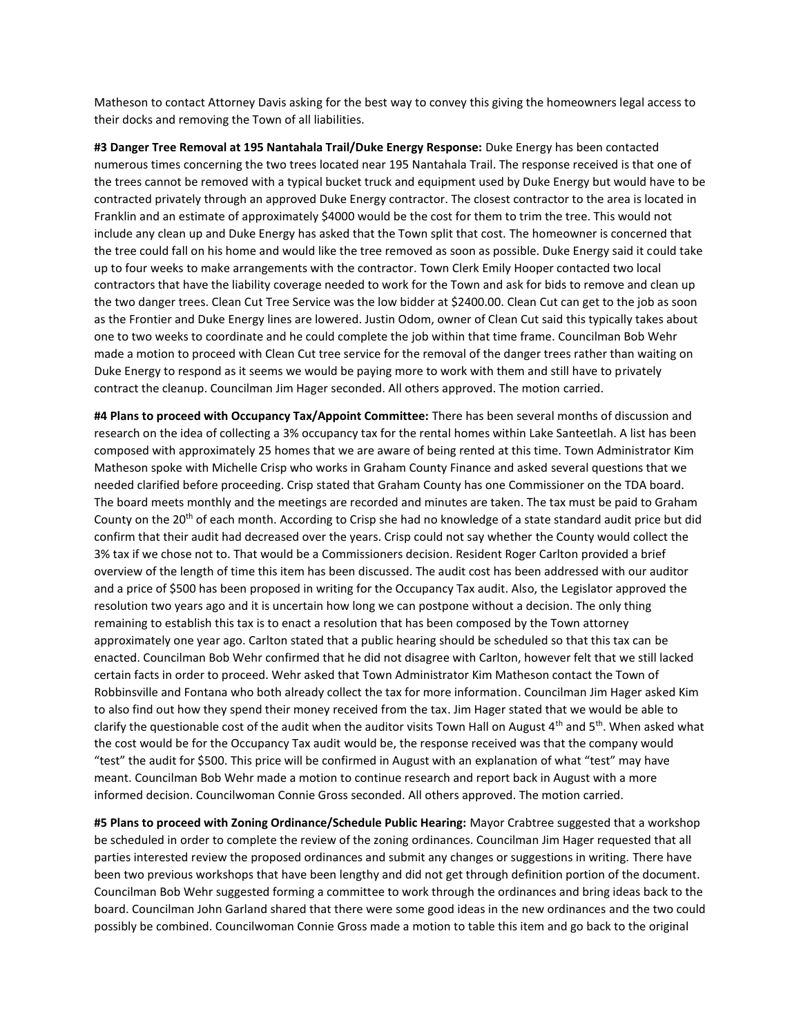Matheson to contact Attorney Davis asking for the best way to convey this giving the homeowners legal access to their docks and removing the Town of all liabilities.

**#3 Danger Tree Removal at 195 Nantahala Trail/Duke Energy Response:** Duke Energy has been contacted numerous times concerning the two trees located near 195 Nantahala Trail. The response received is that one of the trees cannot be removed with a typical bucket truck and equipment used by Duke Energy but would have to be contracted privately through an approved Duke Energy contractor. The closest contractor to the area is located in Franklin and an estimate of approximately $4000 would be the cost for them to trim the tree. This would not include any clean up and Duke Energy has asked that the Town split that cost. The homeowner is concerned that the tree could fall on his home and would like the tree removed as soon as possible. Duke Energy said it could take up to four weeks to make arrangements with the contractor. Town Clerk Emily Hooper contacted two local contractors that have the liability coverage needed to work for the Town and ask for bids to remove and clean up the two danger trees. Clean Cut Tree Service was the low bidder at $2400.00. Clean Cut can get to the job as soon as the Frontier and Duke Energy lines are lowered. Justin Odom, owner of Clean Cut said this typically takes about one to two weeks to coordinate and he could complete the job within that time frame. Councilman Bob Wehr made a motion to proceed with Clean Cut tree service for the removal of the danger trees rather than waiting on Duke Energy to respond as it seems we would be paying more to work with them and still have to privately contract the cleanup. Councilman Jim Hager seconded. All others approved. The motion carried.

**#4 Plans to proceed with Occupancy Tax/Appoint Committee:** There has been several months of discussion and research on the idea of collecting a 3% occupancy tax for the rental homes within Lake Santeetlah. A list has been composed with approximately 25 homes that we are aware of being rented at this time. Town Administrator Kim Matheson spoke with Michelle Crisp who works in Graham County Finance and asked several questions that we needed clarified before proceeding. Crisp stated that Graham County has one Commissioner on the TDA board. The board meets monthly and the meetings are recorded and minutes are taken. The tax must be paid to Graham County on the 20th of each month. According to Crisp she had no knowledge of a state standard audit price but did confirm that their audit had decreased over the years. Crisp could not say whether the County would collect the 3% tax if we chose not to. That would be a Commissioners decision. Resident Roger Carlton provided a brief overview of the length of time this item has been discussed. The audit cost has been addressed with our auditor and a price of $500 has been proposed in writing for the Occupancy Tax audit. Also, the Legislator approved the resolution two years ago and it is uncertain how long we can postpone without a decision. The only thing remaining to establish this tax is to enact a resolution that has been composed by the Town attorney approximately one year ago. Carlton stated that a public hearing should be scheduled so that this tax can be enacted. Councilman Bob Wehr confirmed that he did not disagree with Carlton, however felt that we still lacked certain facts in order to proceed. Wehr asked that Town Administrator Kim Matheson contact the Town of Robbinsville and Fontana who both already collect the tax for more information. Councilman Jim Hager asked Kim to also find out how they spend their money received from the tax. Jim Hager stated that we would be able to clarify the questionable cost of the audit when the auditor visits Town Hall on August 4th and 5th. When asked what the cost would be for the Occupancy Tax audit would be, the response received was that the company would "test" the audit for $500. This price will be confirmed in August with an explanation of what "test" may have meant. Councilman Bob Wehr made a motion to continue research and report back in August with a more informed decision. Councilwoman Connie Gross seconded. All others approved. The motion carried.

**#5 Plans to proceed with Zoning Ordinance/Schedule Public Hearing:** Mayor Crabtree suggested that a workshop be scheduled in order to complete the review of the zoning ordinances. Councilman Jim Hager requested that all parties interested review the proposed ordinances and submit any changes or suggestions in writing. There have been two previous workshops that have been lengthy and did not get through definition portion of the document. Councilman Bob Wehr suggested forming a committee to work through the ordinances and bring ideas back to the board. Councilman John Garland shared that there were some good ideas in the new ordinances and the two could possibly be combined. Councilwoman Connie Gross made a motion to table this item and go back to the original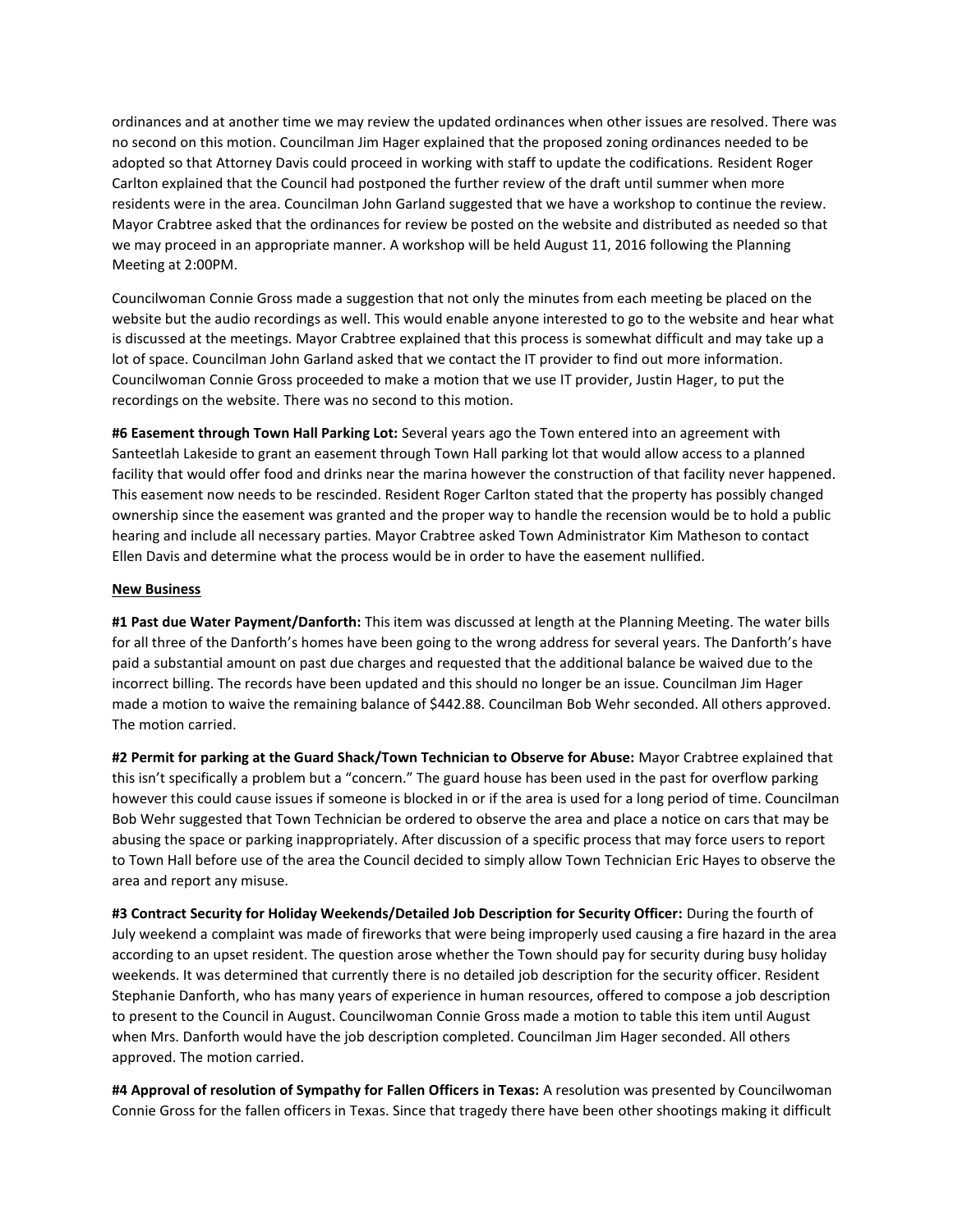ordinances and at another time we may review the updated ordinances when other issues are resolved. There was no second on this motion. Councilman Jim Hager explained that the proposed zoning ordinances needed to be adopted so that Attorney Davis could proceed in working with staff to update the codifications. Resident Roger Carlton explained that the Council had postponed the further review of the draft until summer when more residents were in the area. Councilman John Garland suggested that we have a workshop to continue the review. Mayor Crabtree asked that the ordinances for review be posted on the website and distributed as needed so that we may proceed in an appropriate manner. A workshop will be held August 11, 2016 following the Planning Meeting at 2:00PM.

Councilwoman Connie Gross made a suggestion that not only the minutes from each meeting be placed on the website but the audio recordings as well. This would enable anyone interested to go to the website and hear what is discussed at the meetings. Mayor Crabtree explained that this process is somewhat difficult and may take up a lot of space. Councilman John Garland asked that we contact the IT provider to find out more information. Councilwoman Connie Gross proceeded to make a motion that we use IT provider, Justin Hager, to put the recordings on the website. There was no second to this motion.

**#6 Easement through Town Hall Parking Lot:** Several years ago the Town entered into an agreement with Santeetlah Lakeside to grant an easement through Town Hall parking lot that would allow access to a planned facility that would offer food and drinks near the marina however the construction of that facility never happened. This easement now needs to be rescinded. Resident Roger Carlton stated that the property has possibly changed ownership since the easement was granted and the proper way to handle the recension would be to hold a public hearing and include all necessary parties. Mayor Crabtree asked Town Administrator Kim Matheson to contact Ellen Davis and determine what the process would be in order to have the easement nullified.

**New Business**

**#1 Past due Water Payment/Danforth:** This item was discussed at length at the Planning Meeting. The water bills for all three of the Danforth's homes have been going to the wrong address for several years. The Danforth's have paid a substantial amount on past due charges and requested that the additional balance be waived due to the incorrect billing. The records have been updated and this should no longer be an issue. Councilman Jim Hager made a motion to waive the remaining balance of $442.88. Councilman Bob Wehr seconded. All others approved. The motion carried.

**#2 Permit for parking at the Guard Shack/Town Technician to Observe for Abuse:** Mayor Crabtree explained that this isn't specifically a problem but a "concern." The guard house has been used in the past for overflow parking however this could cause issues if someone is blocked in or if the area is used for a long period of time. Councilman Bob Wehr suggested that Town Technician be ordered to observe the area and place a notice on cars that may be abusing the space or parking inappropriately. After discussion of a specific process that may force users to report to Town Hall before use of the area the Council decided to simply allow Town Technician Eric Hayes to observe the area and report any misuse.

**#3 Contract Security for Holiday Weekends/Detailed Job Description for Security Officer:** During the fourth of July weekend a complaint was made of fireworks that were being improperly used causing a fire hazard in the area according to an upset resident. The question arose whether the Town should pay for security during busy holiday weekends. It was determined that currently there is no detailed job description for the security officer. Resident Stephanie Danforth, who has many years of experience in human resources, offered to compose a job description to present to the Council in August. Councilwoman Connie Gross made a motion to table this item until August when Mrs. Danforth would have the job description completed. Councilman Jim Hager seconded. All others approved. The motion carried.

**#4 Approval of resolution of Sympathy for Fallen Officers in Texas:** A resolution was presented by Councilwoman Connie Gross for the fallen officers in Texas. Since that tragedy there have been other shootings making it difficult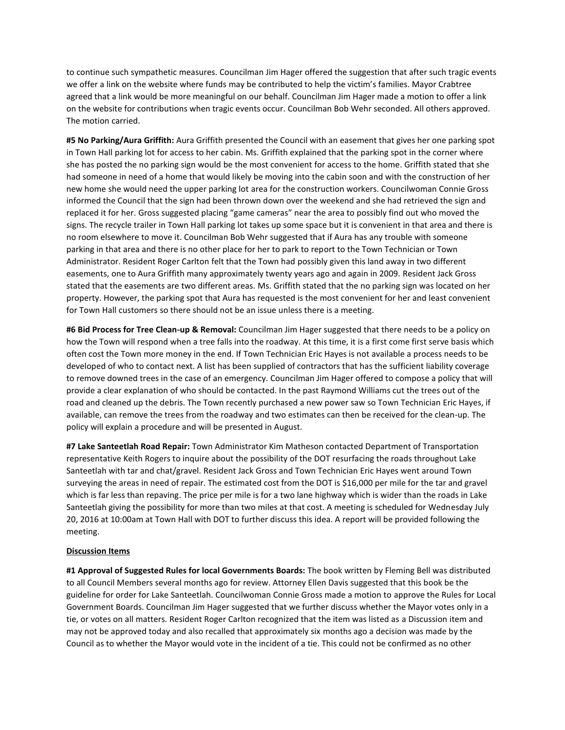to continue such sympathetic measures. Councilman Jim Hager offered the suggestion that after such tragic events we offer a link on the website where funds may be contributed to help the victim's families. Mayor Crabtree agreed that a link would be more meaningful on our behalf. Councilman Jim Hager made a motion to offer a link on the website for contributions when tragic events occur. Councilman Bob Wehr seconded. All others approved. The motion carried.

**#5 No Parking/Aura Griffith:** Aura Griffith presented the Council with an easement that gives her one parking spot in Town Hall parking lot for access to her cabin. Ms. Griffith explained that the parking spot in the corner where she has posted the no parking sign would be the most convenient for access to the home. Griffith stated that she had someone in need of a home that would likely be moving into the cabin soon and with the construction of her new home she would need the upper parking lot area for the construction workers. Councilwoman Connie Gross informed the Council that the sign had been thrown down over the weekend and she had retrieved the sign and replaced it for her. Gross suggested placing "game cameras" near the area to possibly find out who moved the signs. The recycle trailer in Town Hall parking lot takes up some space but it is convenient in that area and there is no room elsewhere to move it. Councilman Bob Wehr suggested that if Aura has any trouble with someone parking in that area and there is no other place for her to park to report to the Town Technician or Town Administrator. Resident Roger Carlton felt that the Town had possibly given this land away in two different easements, one to Aura Griffith many approximately twenty years ago and again in 2009. Resident Jack Gross stated that the easements are two different areas. Ms. Griffith stated that the no parking sign was located on her property. However, the parking spot that Aura has requested is the most convenient for her and least convenient for Town Hall customers so there should not be an issue unless there is a meeting.

**#6 Bid Process for Tree Clean-up & Removal:** Councilman Jim Hager suggested that there needs to be a policy on how the Town will respond when a tree falls into the roadway. At this time, it is a first come first serve basis which often cost the Town more money in the end. If Town Technician Eric Hayes is not available a process needs to be developed of who to contact next. A list has been supplied of contractors that has the sufficient liability coverage to remove downed trees in the case of an emergency. Councilman Jim Hager offered to compose a policy that will provide a clear explanation of who should be contacted. In the past Raymond Williams cut the trees out of the road and cleaned up the debris. The Town recently purchased a new power saw so Town Technician Eric Hayes, if available, can remove the trees from the roadway and two estimates can then be received for the clean-up. The policy will explain a procedure and will be presented in August.

**#7 Lake Santeetlah Road Repair:** Town Administrator Kim Matheson contacted Department of Transportation representative Keith Rogers to inquire about the possibility of the DOT resurfacing the roads throughout Lake Santeetlah with tar and chat/gravel. Resident Jack Gross and Town Technician Eric Hayes went around Town surveying the areas in need of repair. The estimated cost from the DOT is $16,000 per mile for the tar and gravel which is far less than repaving. The price per mile is for a two lane highway which is wider than the roads in Lake Santeetlah giving the possibility for more than two miles at that cost. A meeting is scheduled for Wednesday July 20, 2016 at 10:00am at Town Hall with DOT to further discuss this idea. A report will be provided following the meeting.

__Discussion Items__

**#1 Approval of Suggested Rules for local Governments Boards:** The book written by Fleming Bell was distributed to all Council Members several months ago for review. Attorney Ellen Davis suggested that this book be the guideline for order for Lake Santeetlah. Councilwoman Connie Gross made a motion to approve the Rules for Local Government Boards. Councilman Jim Hager suggested that we further discuss whether the Mayor votes only in a tie, or votes on all matters. Resident Roger Carlton recognized that the item was listed as a Discussion item and may not be approved today and also recalled that approximately six months ago a decision was made by the Council as to whether the Mayor would vote in the incident of a tie. This could not be confirmed as no other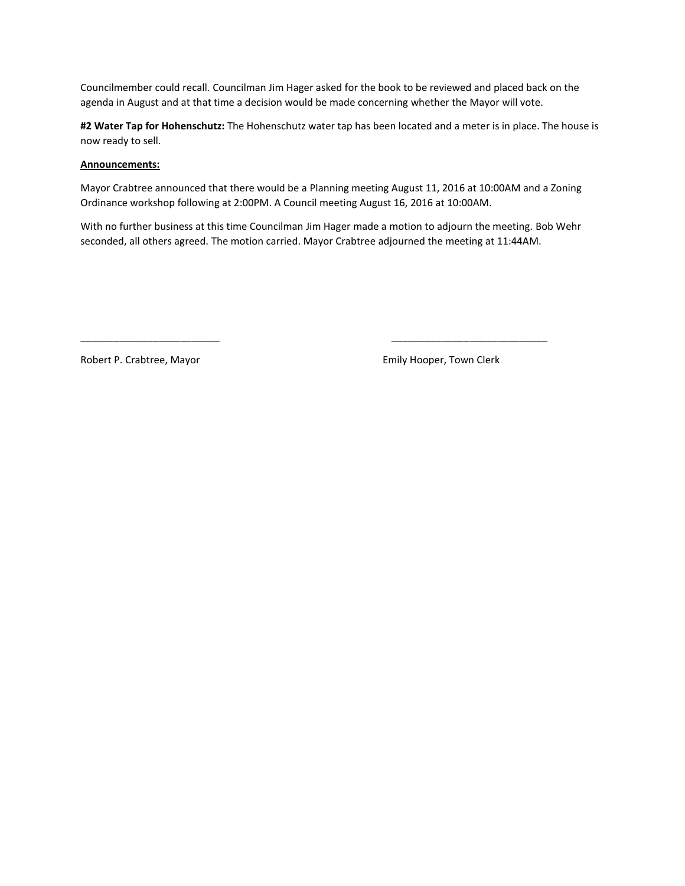Councilmember could recall. Councilman Jim Hager asked for the book to be reviewed and placed back on the agenda in August and at that time a decision would be made concerning whether the Mayor will vote.

**#2 Water Tap for Hohenschutz:** The Hohenschutz water tap has been located and a meter is in place. The house is now ready to sell.

**Announcements:**

Mayor Crabtree announced that there would be a Planning meeting August 11, 2016 at 10:00AM and a Zoning Ordinance workshop following at 2:00PM. A Council meeting August 16, 2016 at 10:00AM.

With no further business at this time Councilman Jim Hager made a motion to adjourn the meeting. Bob Wehr seconded, all others agreed. The motion carried. Mayor Crabtree adjourned the meeting at 11:44AM.

_________________________ _____________________________

Robert P. Crabtree, Mayor Emily Hooper, Town Clerk